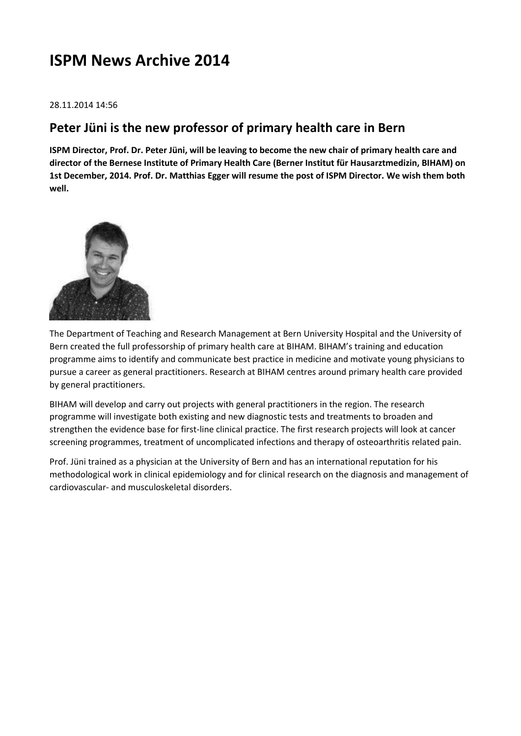# ISPM News Archive 2014

28.11.2014 14:56

## Peter Jüni is the new professor of primary health care in Bern

**ISPM Director, Prof. Dr. Peter Jüni, will be leaving to become the new chair of primary health care and director of the Bernese Institute of Primary Health Care (Berner Institut für Hausarztmedizin, BIHAM) on 1st December, 2014. Prof. Dr. Matthias Egger will resume the post of ISPM Director. We wish them both well.**

The Department of Teaching and Research Management at Bern University Hospital and the University of Bern created the full professorship of primary health care at BIHAM. BIHAM's training and education programme aims to identify and communicate best practice in medicine and motivate young physicians to pursue a career as general practitioners. Research at BIHAM centres around primary health care provided by general practitioners.

BIHAM will develop and carry out projects with general practitioners in the region. The research programme will investigate both existing and new diagnostic tests and treatments to broaden and strengthen the evidence base for first-line clinical practice. The first research projects will look at cancer screening programmes, treatment of uncomplicated infections and therapy of osteoarthritis related pain.

Prof. Jüni trained as a physician at the University of Bern and has an international reputation for his methodological work in clinical epidemiology and for clinical research on the diagnosis and management of cardiovascular- and musculoskeletal disorders.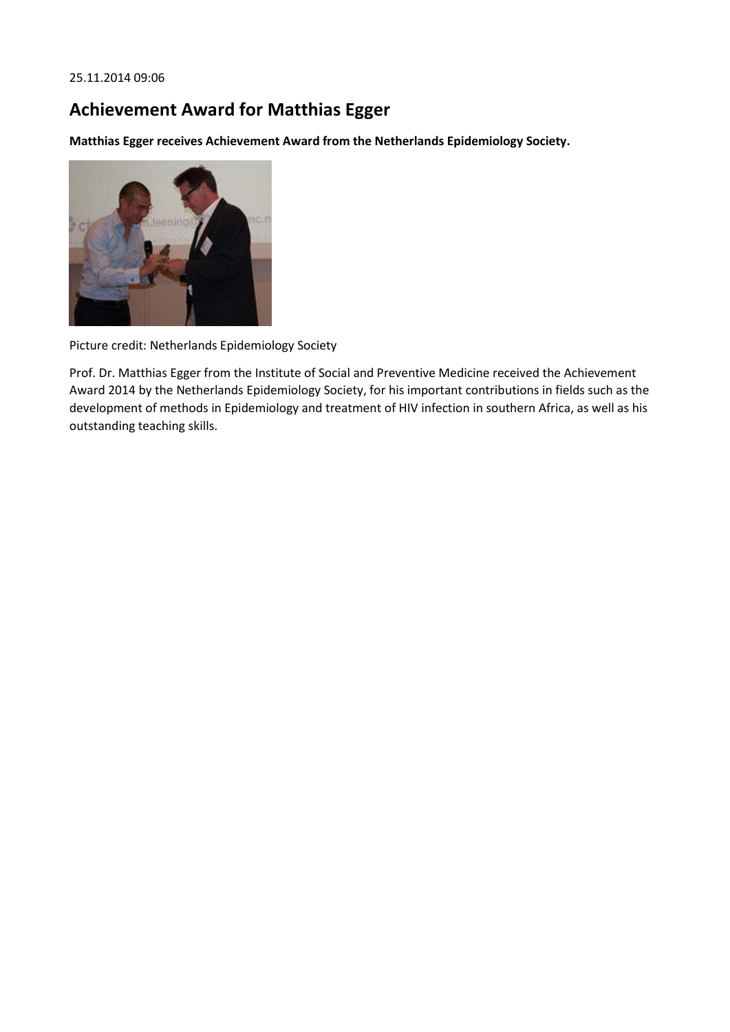25.11.2014 09:06

## Achievement Award for Matthias Egger

**Matthias Egger receives Achievement Award from the Netherlands Epidemiology Society.**

Picture credit: Netherlands Epidemiology Society

Prof. Dr. Matthias Egger from the Institute of Social and Preventive Medicine received the Achievement Award 2014 by the Netherlands Epidemiology Society, for his important contributions in fields such as the development of methods in Epidemiology and treatment of HIV infection in southern Africa, as well as his outstanding teaching skills.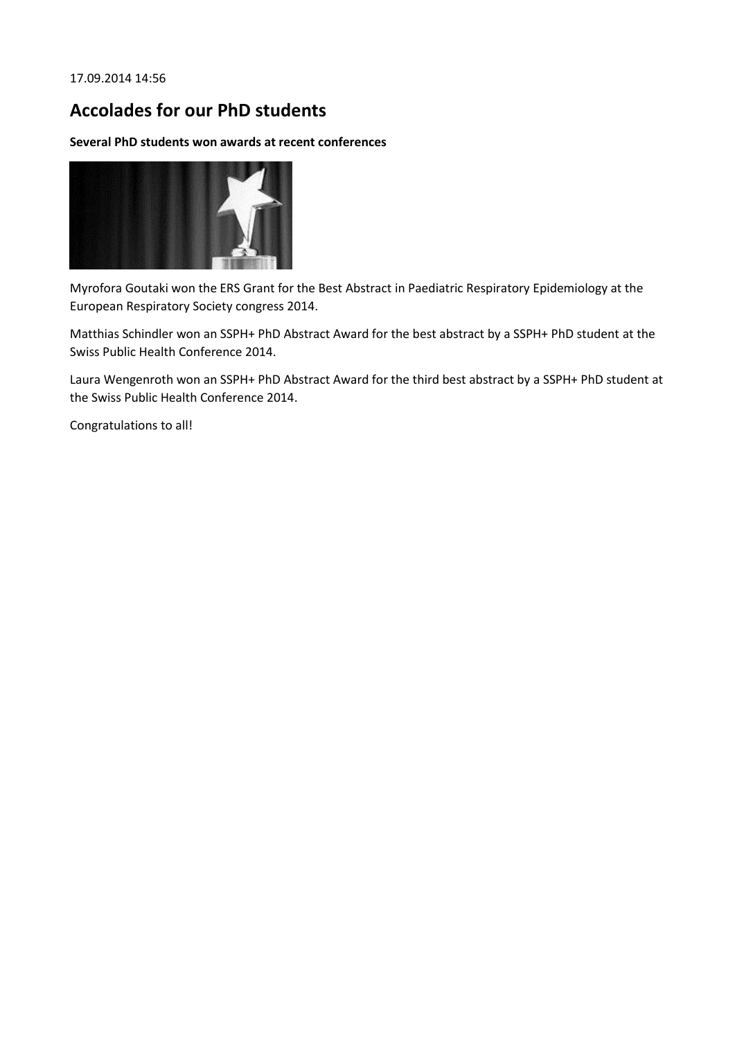17.09.2014 14:56

## Accolades for our PhD students

**Several PhD students won awards at recent conferences**

Myrofora Goutaki won the ERS Grant for the Best Abstract in Paediatric Respiratory Epidemiology at the European Respiratory Society congress 2014.

Matthias Schindler won an SSPH+ PhD Abstract Award for the best abstract by a SSPH+ PhD student at the Swiss Public Health Conference 2014.

Laura Wengenroth won an SSPH+ PhD Abstract Award for the third best abstract by a SSPH+ PhD student at the Swiss Public Health Conference 2014.

Congratulations to all!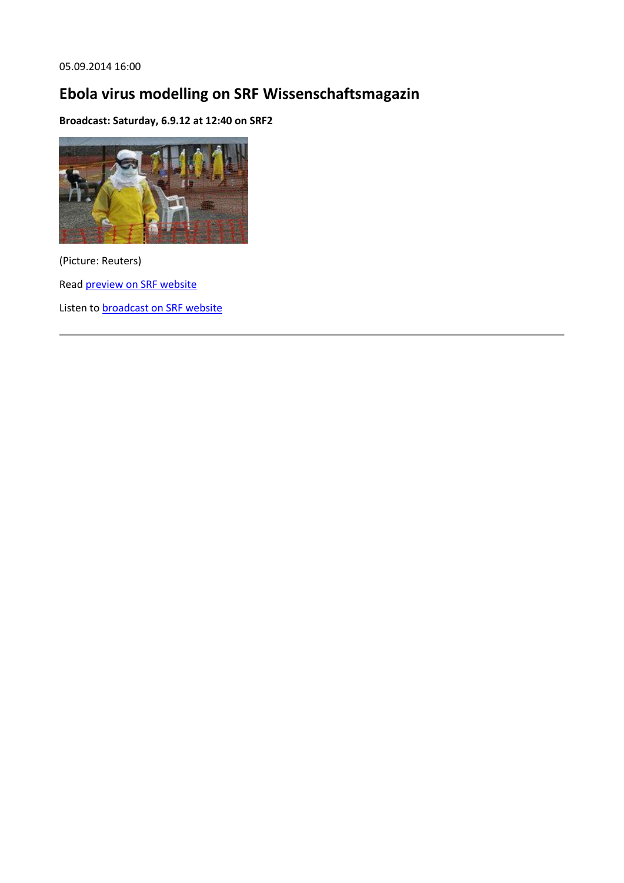05.09.2014 16:00

## Ebola virus modelling on SRF Wissenschaftsmagazin

**Broadcast: Saturday, 6.9.12 at 12:40 on SRF2**

(Picture: Reuters)

Read preview on SRF website

Listen to broadcast on SRF website

---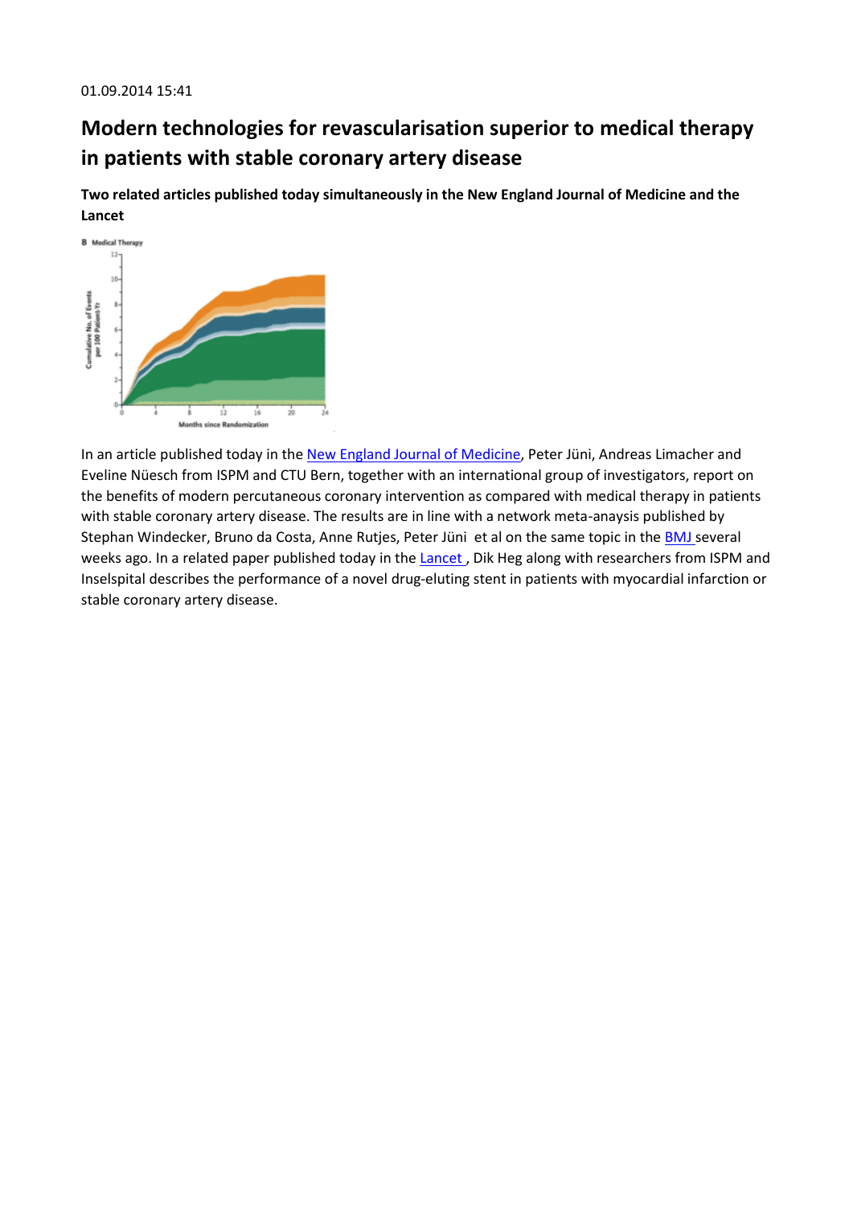01.09.2014 15:41

# Modern technologies for revascularisation superior to medical therapy in patients with stable coronary artery disease

**Two related articles published today simultaneously in the New England Journal of Medicine and the Lancet**

In an article published today in the New England Journal of Medicine, Peter Jüni, Andreas Limacher and Eveline Nüesch from ISPM and CTU Bern, together with an international group of investigators, report on the benefits of modern percutaneous coronary intervention as compared with medical therapy in patients with stable coronary artery disease. The results are in line with a network meta-anaysis published by Stephan Windecker, Bruno da Costa, Anne Rutjes, Peter Jüni  et al on the same topic in the BMJ several weeks ago. In a related paper published today in the Lancet , Dik Heg along with researchers from ISPM and Inselspital describes the performance of a novel drug-eluting stent in patients with myocardial infarction or stable coronary artery disease.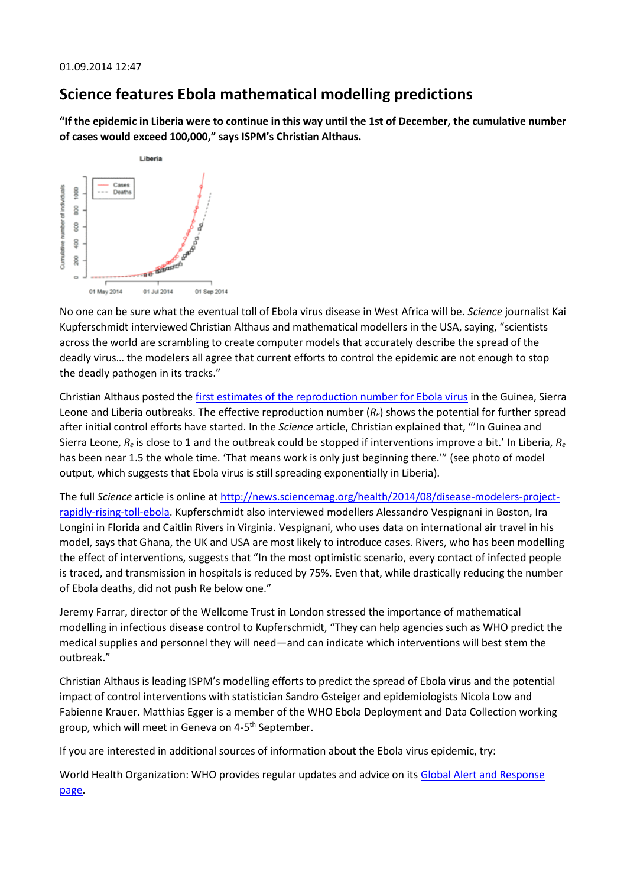01.09.2014 12:47

## Science features Ebola mathematical modelling predictions

**"If the epidemic in Liberia were to continue in this way until the 1st of December, the cumulative number of cases would exceed 100,000," says ISPM's Christian Althaus.**

No one can be sure what the eventual toll of Ebola virus disease in West Africa will be. *Science* journalist Kai Kupferschmidt interviewed Christian Althaus and mathematical modellers in the USA, saying, "scientists across the world are scrambling to create computer models that accurately describe the spread of the deadly virus… the modelers all agree that current efforts to control the epidemic are not enough to stop the deadly pathogen in its tracks."

Christian Althaus posted the first estimates of the reproduction number for Ebola virus in the Guinea, Sierra Leone and Liberia outbreaks. The effective reproduction number ($R_e$) shows the potential for further spread after initial control efforts have started. In the *Science* article, Christian explained that, "'In Guinea and Sierra Leone, $R_e$ is close to 1 and the outbreak could be stopped if interventions improve a bit.' In Liberia, $R_e$ has been near 1.5 the whole time. 'That means work is only just beginning there.'" (see photo of model output, which suggests that Ebola virus is still spreading exponentially in Liberia).

The full *Science* article is online at http://news.sciencemag.org/health/2014/08/disease-modelers-project-rapidly-rising-toll-ebola. Kupferschmidt also interviewed modellers Alessandro Vespignani in Boston, Ira Longini in Florida and Caitlin Rivers in Virginia. Vespignani, who uses data on international air travel in his model, says that Ghana, the UK and USA are most likely to introduce cases. Rivers, who has been modelling the effect of interventions, suggests that "In the most optimistic scenario, every contact of infected people is traced, and transmission in hospitals is reduced by 75%. Even that, while drastically reducing the number of Ebola deaths, did not push Re below one."

Jeremy Farrar, director of the Wellcome Trust in London stressed the importance of mathematical modelling in infectious disease control to Kupferschmidt, "They can help agencies such as WHO predict the medical supplies and personnel they will need—and can indicate which interventions will best stem the outbreak."

Christian Althaus is leading ISPM's modelling efforts to predict the spread of Ebola virus and the potential impact of control interventions with statistician Sandro Gsteiger and epidemiologists Nicola Low and Fabienne Krauer. Matthias Egger is a member of the WHO Ebola Deployment and Data Collection working group, which will meet in Geneva on 4-5th September.

If you are interested in additional sources of information about the Ebola virus epidemic, try:

World Health Organization: WHO provides regular updates and advice on its Global Alert and Response page.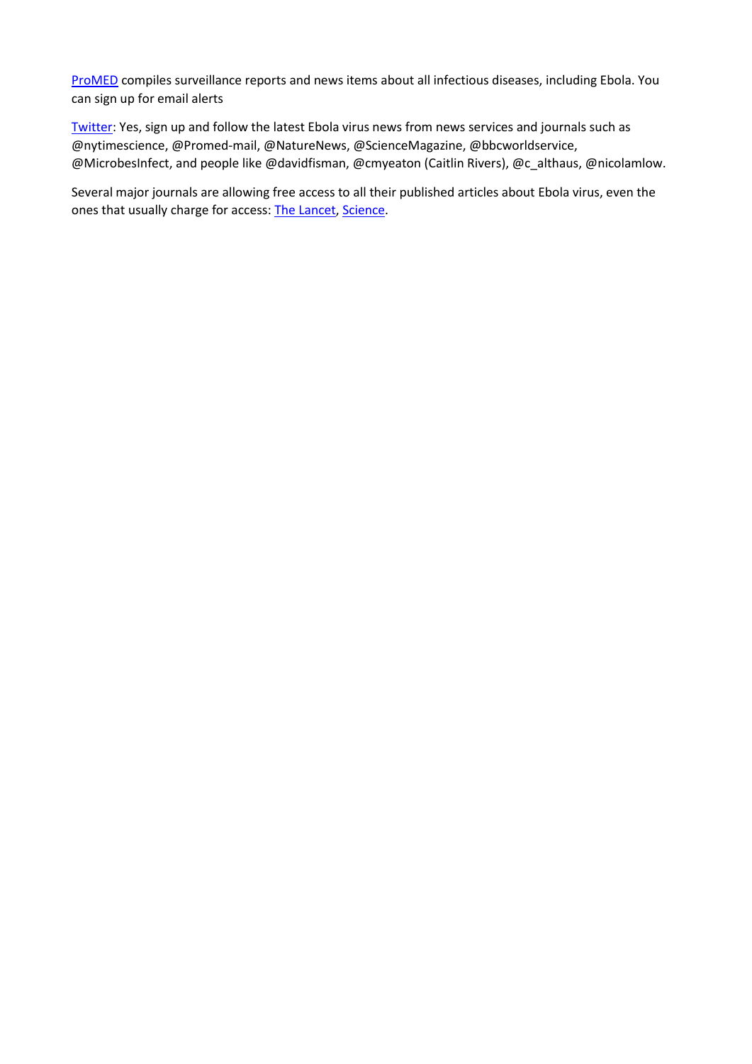ProMED compiles surveillance reports and news items about all infectious diseases, including Ebola. You can sign up for email alerts

Twitter: Yes, sign up and follow the latest Ebola virus news from news services and journals such as @nytimescience, @Promed-mail, @NatureNews, @ScienceMagazine, @bbcworldservice, @MicrobesInfect, and people like @davidfisman, @cmyeaton (Caitlin Rivers), @c_althaus, @nicolamlow.

Several major journals are allowing free access to all their published articles about Ebola virus, even the ones that usually charge for access: The Lancet, Science.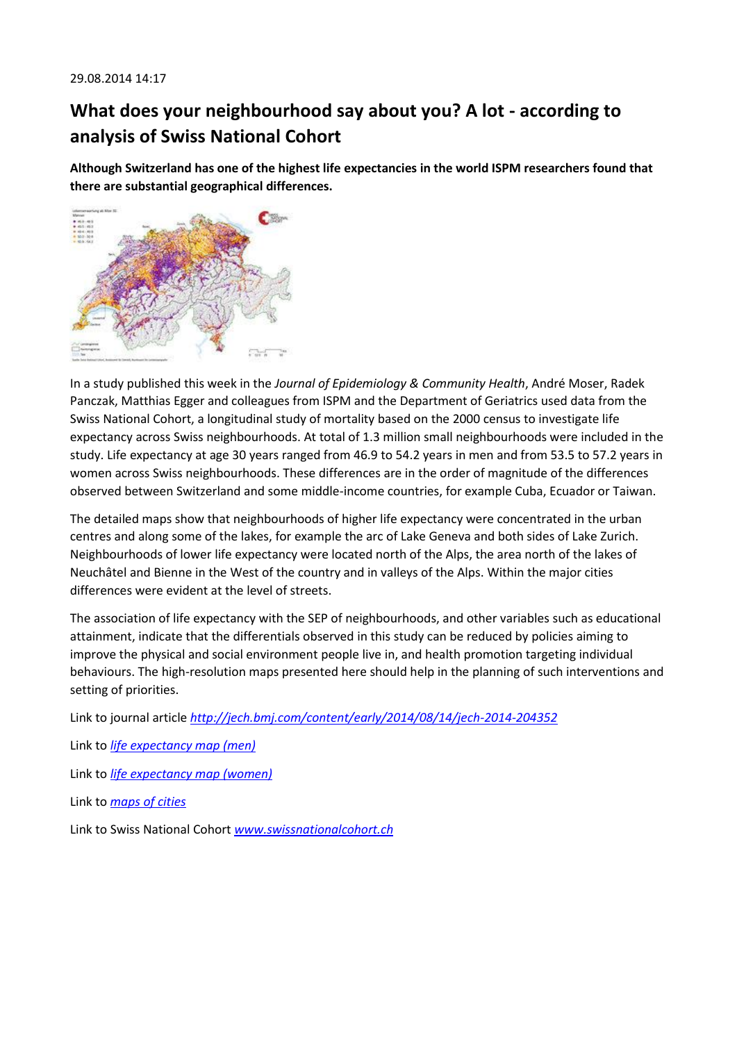29.08.2014 14:17

## What does your neighbourhood say about you? A lot - according to analysis of Swiss National Cohort

**Although Switzerland has one of the highest life expectancies in the world ISPM researchers found that there are substantial geographical differences.**

In a study published this week in the *Journal of Epidemiology & Community Health*, André Moser, Radek Panczak, Matthias Egger and colleagues from ISPM and the Department of Geriatrics used data from the Swiss National Cohort, a longitudinal study of mortality based on the 2000 census to investigate life expectancy across Swiss neighbourhoods. At total of 1.3 million small neighbourhoods were included in the study. Life expectancy at age 30 years ranged from 46.9 to 54.2 years in men and from 53.5 to 57.2 years in women across Swiss neighbourhoods. These differences are in the order of magnitude of the differences observed between Switzerland and some middle-income countries, for example Cuba, Ecuador or Taiwan.

The detailed maps show that neighbourhoods of higher life expectancy were concentrated in the urban centres and along some of the lakes, for example the arc of Lake Geneva and both sides of Lake Zurich. Neighbourhoods of lower life expectancy were located north of the Alps, the area north of the lakes of Neuchâtel and Bienne in the West of the country and in valleys of the Alps. Within the major cities differences were evident at the level of streets.

The association of life expectancy with the SEP of neighbourhoods, and other variables such as educational attainment, indicate that the differentials observed in this study can be reduced by policies aiming to improve the physical and social environment people live in, and health promotion targeting individual behaviours. The high-resolution maps presented here should help in the planning of such interventions and setting of priorities.

Link to journal article *http://jech.bmj.com/content/early/2014/08/14/jech-2014-204352*

Link to *life expectancy map (men)*

Link to *life expectancy map (women)*

Link to *maps of cities*

Link to Swiss National Cohort *www.swissnationalcohort.ch*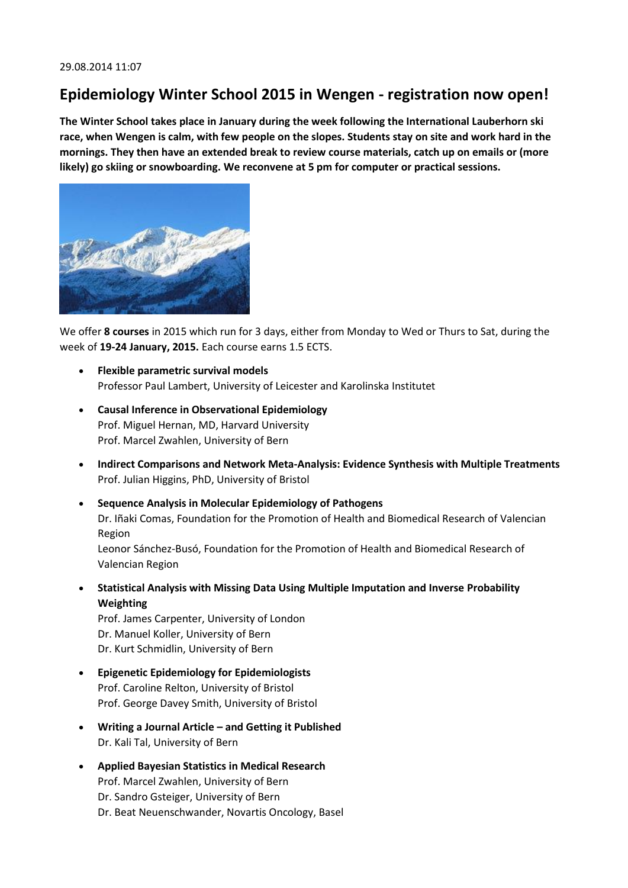29.08.2014 11:07

# Epidemiology Winter School 2015 in Wengen - registration now open!

**The Winter School takes place in January during the week following the International Lauberhorn ski race, when Wengen is calm, with few people on the slopes. Students stay on site and work hard in the mornings. They then have an extended break to review course materials, catch up on emails or (more likely) go skiing or snowboarding. We reconvene at 5 pm for computer or practical sessions.**

We offer **8 courses** in 2015 which run for 3 days, either from Monday to Wed or Thurs to Sat, during the week of **19-24 January, 2015.** Each course earns 1.5 ECTS.

- **Flexible parametric survival models**
  Professor Paul Lambert, University of Leicester and Karolinska Institutet
- **Causal Inference in Observational Epidemiology**
  Prof. Miguel Hernan, MD, Harvard University
  Prof. Marcel Zwahlen, University of Bern
- **Indirect Comparisons and Network Meta-Analysis: Evidence Synthesis with Multiple Treatments**
  Prof. Julian Higgins, PhD, University of Bristol
- **Sequence Analysis in Molecular Epidemiology of Pathogens**
  Dr. Iñaki Comas, Foundation for the Promotion of Health and Biomedical Research of Valencian Region
  Leonor Sánchez-Busó, Foundation for the Promotion of Health and Biomedical Research of Valencian Region
- **Statistical Analysis with Missing Data Using Multiple Imputation and Inverse Probability Weighting**
  Prof. James Carpenter, University of London
  Dr. Manuel Koller, University of Bern
  Dr. Kurt Schmidlin, University of Bern
- **Epigenetic Epidemiology for Epidemiologists**
  Prof. Caroline Relton, University of Bristol
  Prof. George Davey Smith, University of Bristol
- **Writing a Journal Article – and Getting it Published**
  Dr. Kali Tal, University of Bern
- **Applied Bayesian Statistics in Medical Research**
  Prof. Marcel Zwahlen, University of Bern
  Dr. Sandro Gsteiger, University of Bern
  Dr. Beat Neuenschwander, Novartis Oncology, Basel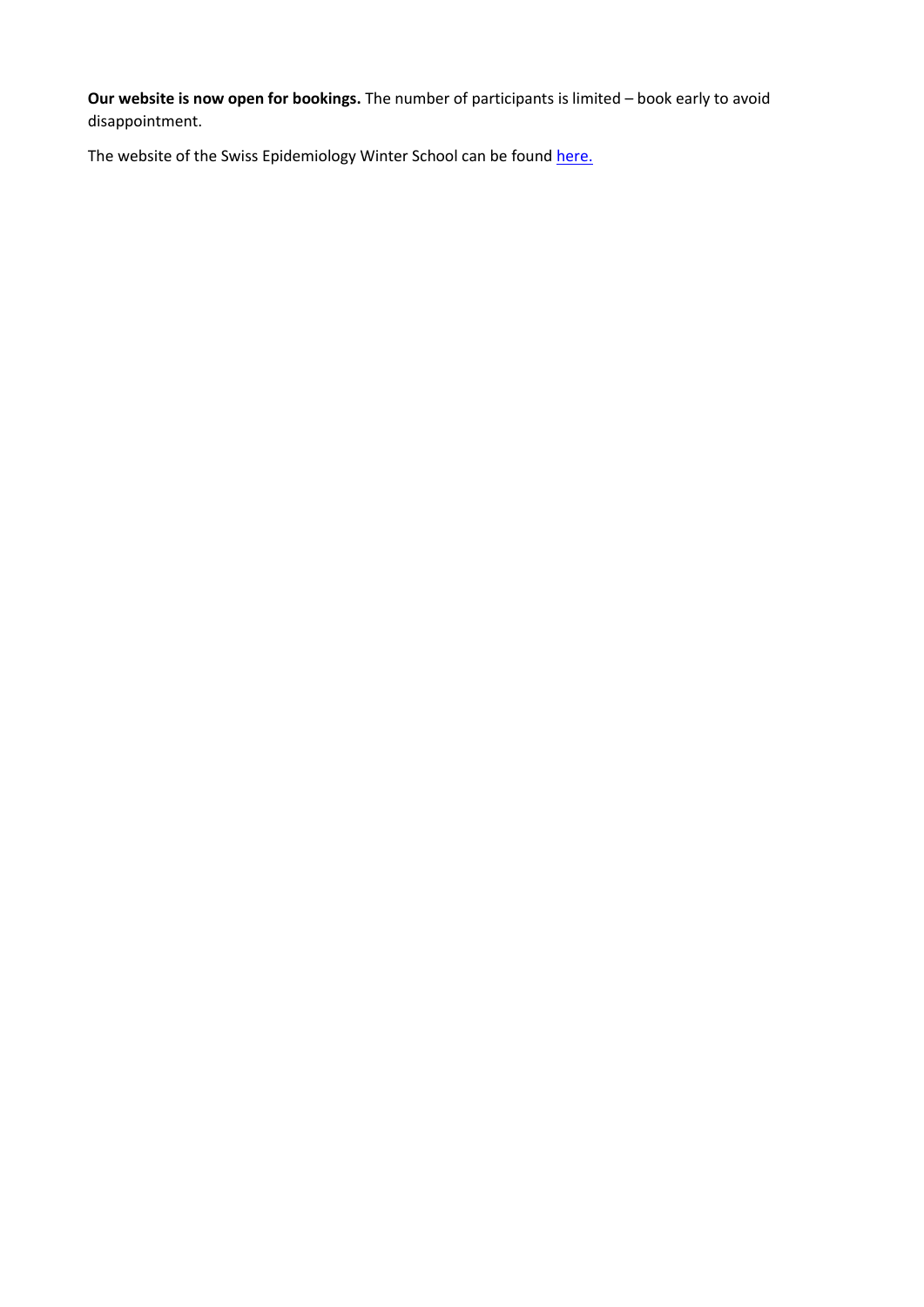**Our website is now open for bookings.** The number of participants is limited – book early to avoid disappointment.

The website of the Swiss Epidemiology Winter School can be found here.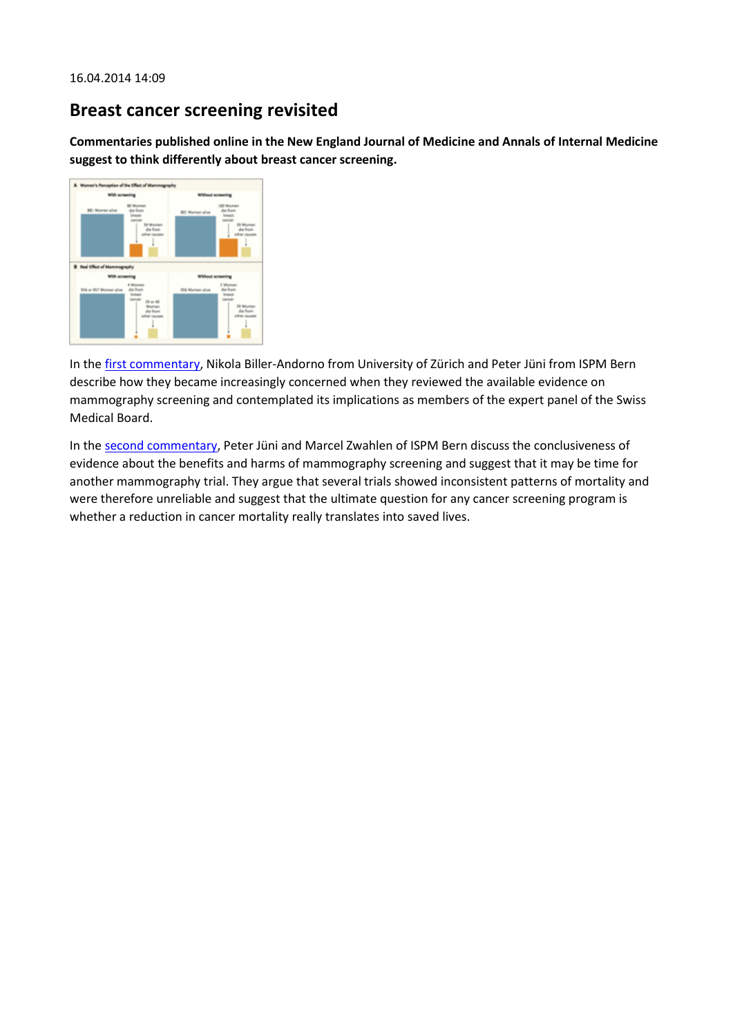16.04.2014 14:09

## Breast cancer screening revisited

**Commentaries published online in the New England Journal of Medicine and Annals of Internal Medicine suggest to think differently about breast cancer screening.**

In the first commentary, Nikola Biller-Andorno from University of Zürich and Peter Jüni from ISPM Bern describe how they became increasingly concerned when they reviewed the available evidence on mammography screening and contemplated its implications as members of the expert panel of the Swiss Medical Board.

In the second commentary, Peter Jüni and Marcel Zwahlen of ISPM Bern discuss the conclusiveness of evidence about the benefits and harms of mammography screening and suggest that it may be time for another mammography trial. They argue that several trials showed inconsistent patterns of mortality and were therefore unreliable and suggest that the ultimate question for any cancer screening program is whether a reduction in cancer mortality really translates into saved lives.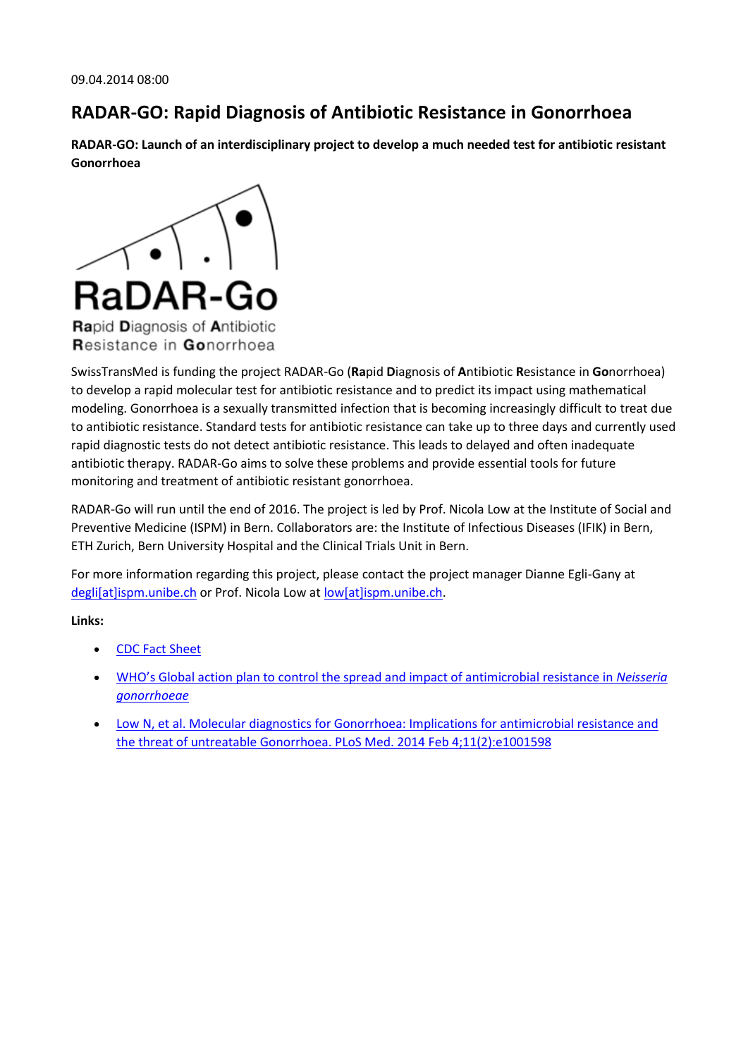09.04.2014 08:00

## RADAR-GO: Rapid Diagnosis of Antibiotic Resistance in Gonorrhoea

**RADAR-GO: Launch of an interdisciplinary project to develop a much needed test for antibiotic resistant Gonorrhoea**

RaDAR-Go

**Ra**pid **D**iagnosis of **A**ntibiotic **R**esistance in **Go**norrhoea

SwissTransMed is funding the project RADAR-Go (**Ra**pid **D**iagnosis of **A**ntibiotic **R**esistance in **Go**norrhoea) to develop a rapid molecular test for antibiotic resistance and to predict its impact using mathematical modeling. Gonorrhoea is a sexually transmitted infection that is becoming increasingly difficult to treat due to antibiotic resistance. Standard tests for antibiotic resistance can take up to three days and currently used rapid diagnostic tests do not detect antibiotic resistance. This leads to delayed and often inadequate antibiotic therapy. RADAR-Go aims to solve these problems and provide essential tools for future monitoring and treatment of antibiotic resistant gonorrhoea.

RADAR-Go will run until the end of 2016. The project is led by Prof. Nicola Low at the Institute of Social and Preventive Medicine (ISPM) in Bern. Collaborators are: the Institute of Infectious Diseases (IFIK) in Bern, ETH Zurich, Bern University Hospital and the Clinical Trials Unit in Bern.

For more information regarding this project, please contact the project manager Dianne Egli-Gany at degli[at]ispm.unibe.ch or Prof. Nicola Low at low[at]ispm.unibe.ch.

**Links:**

- CDC Fact Sheet
- WHO's Global action plan to control the spread and impact of antimicrobial resistance in *Neisseria gonorrhoeae*
- Low N, et al. Molecular diagnostics for Gonorrhoea: Implications for antimicrobial resistance and the threat of untreatable Gonorrhoea. PLoS Med. 2014 Feb 4;11(2):e1001598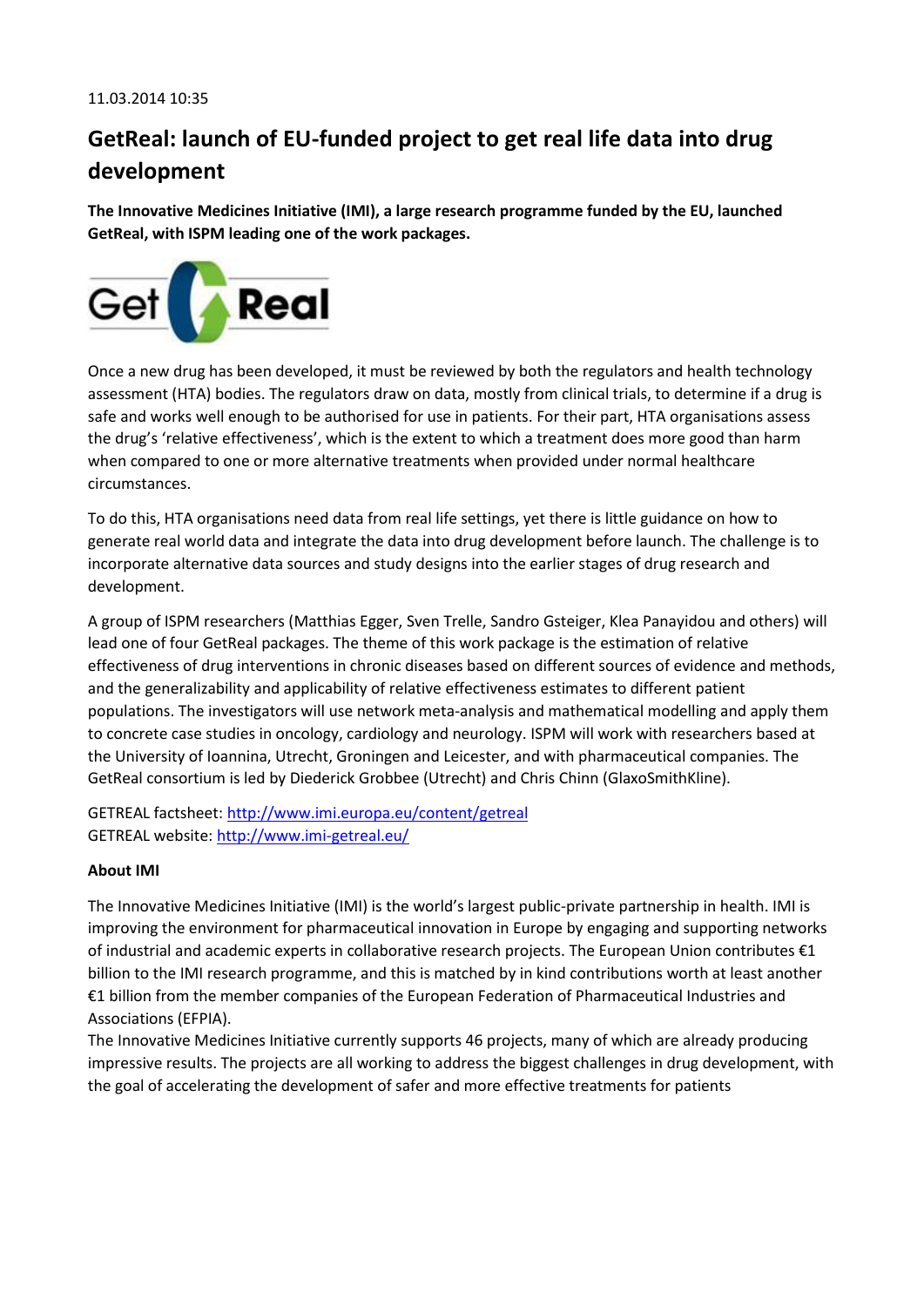11.03.2014 10:35

# GetReal: launch of EU-funded project to get real life data into drug development

**The Innovative Medicines Initiative (IMI), a large research programme funded by the EU, launched GetReal, with ISPM leading one of the work packages.**

Once a new drug has been developed, it must be reviewed by both the regulators and health technology assessment (HTA) bodies. The regulators draw on data, mostly from clinical trials, to determine if a drug is safe and works well enough to be authorised for use in patients. For their part, HTA organisations assess the drug's 'relative effectiveness', which is the extent to which a treatment does more good than harm when compared to one or more alternative treatments when provided under normal healthcare circumstances.

To do this, HTA organisations need data from real life settings, yet there is little guidance on how to generate real world data and integrate the data into drug development before launch. The challenge is to incorporate alternative data sources and study designs into the earlier stages of drug research and development.

A group of ISPM researchers (Matthias Egger, Sven Trelle, Sandro Gsteiger, Klea Panayidou and others) will lead one of four GetReal packages. The theme of this work package is the estimation of relative effectiveness of drug interventions in chronic diseases based on different sources of evidence and methods, and the generalizability and applicability of relative effectiveness estimates to different patient populations. The investigators will use network meta-analysis and mathematical modelling and apply them to concrete case studies in oncology, cardiology and neurology. ISPM will work with researchers based at the University of Ioannina, Utrecht, Groningen and Leicester, and with pharmaceutical companies. The GetReal consortium is led by Diederick Grobbee (Utrecht) and Chris Chinn (GlaxoSmithKline).

GETREAL factsheet: http://www.imi.europa.eu/content/getreal
GETREAL website: http://www.imi-getreal.eu/

**About IMI**

The Innovative Medicines Initiative (IMI) is the world's largest public-private partnership in health. IMI is improving the environment for pharmaceutical innovation in Europe by engaging and supporting networks of industrial and academic experts in collaborative research projects. The European Union contributes €1 billion to the IMI research programme, and this is matched by in kind contributions worth at least another €1 billion from the member companies of the European Federation of Pharmaceutical Industries and Associations (EFPIA).
The Innovative Medicines Initiative currently supports 46 projects, many of which are already producing impressive results. The projects are all working to address the biggest challenges in drug development, with the goal of accelerating the development of safer and more effective treatments for patients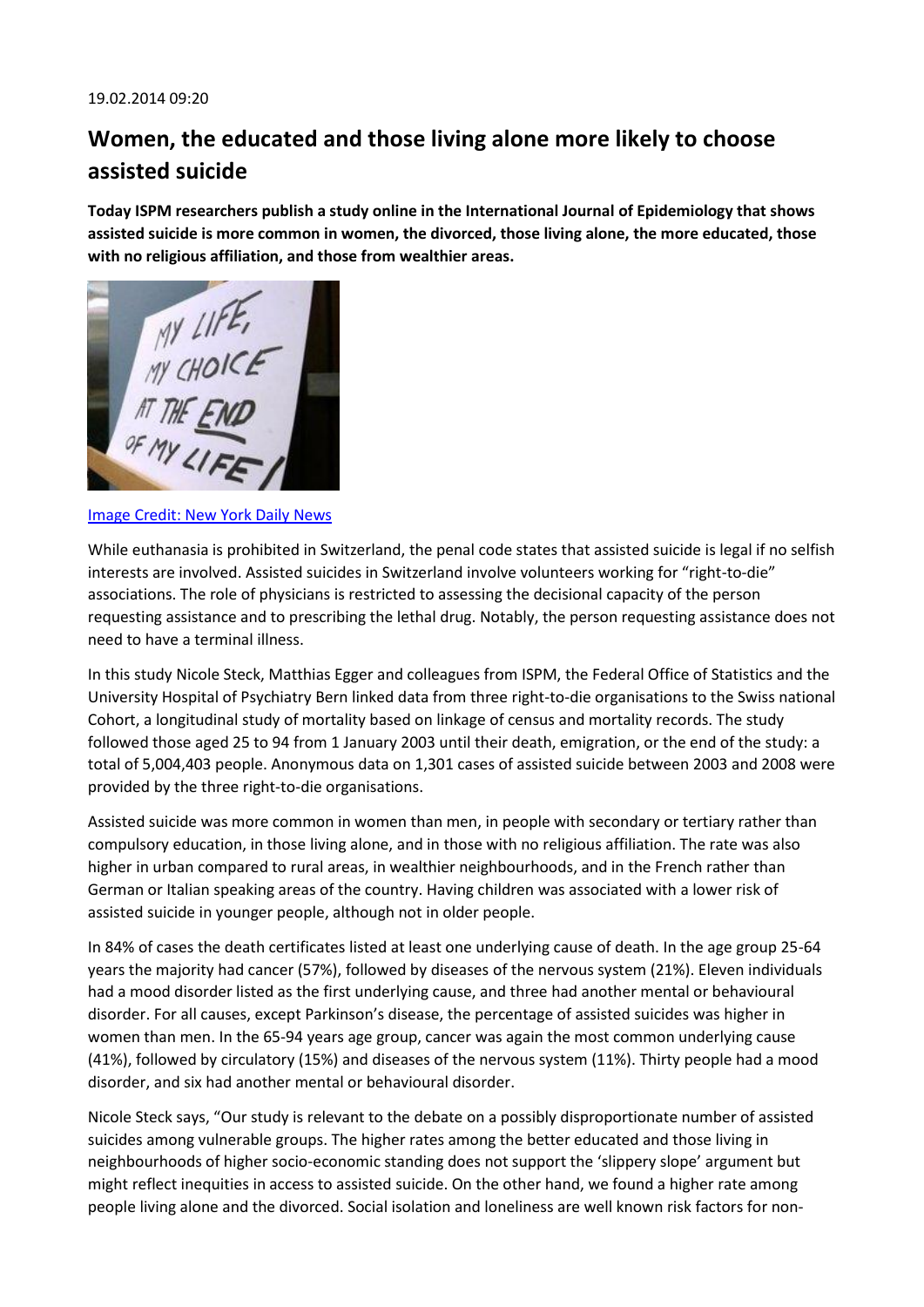19.02.2014 09:20

# Women, the educated and those living alone more likely to choose assisted suicide

**Today ISPM researchers publish a study online in the International Journal of Epidemiology that shows assisted suicide is more common in women, the divorced, those living alone, the more educated, those with no religious affiliation, and those from wealthier areas.**

[Image Credit: New York Daily News](#)

While euthanasia is prohibited in Switzerland, the penal code states that assisted suicide is legal if no selfish interests are involved. Assisted suicides in Switzerland involve volunteers working for "right-to-die" associations. The role of physicians is restricted to assessing the decisional capacity of the person requesting assistance and to prescribing the lethal drug. Notably, the person requesting assistance does not need to have a terminal illness.

In this study Nicole Steck, Matthias Egger and colleagues from ISPM, the Federal Office of Statistics and the University Hospital of Psychiatry Bern linked data from three right-to-die organisations to the Swiss national Cohort, a longitudinal study of mortality based on linkage of census and mortality records. The study followed those aged 25 to 94 from 1 January 2003 until their death, emigration, or the end of the study: a total of 5,004,403 people. Anonymous data on 1,301 cases of assisted suicide between 2003 and 2008 were provided by the three right-to-die organisations.

Assisted suicide was more common in women than men, in people with secondary or tertiary rather than compulsory education, in those living alone, and in those with no religious affiliation. The rate was also higher in urban compared to rural areas, in wealthier neighbourhoods, and in the French rather than German or Italian speaking areas of the country. Having children was associated with a lower risk of assisted suicide in younger people, although not in older people.

In 84% of cases the death certificates listed at least one underlying cause of death. In the age group 25-64 years the majority had cancer (57%), followed by diseases of the nervous system (21%). Eleven individuals had a mood disorder listed as the first underlying cause, and three had another mental or behavioural disorder. For all causes, except Parkinson's disease, the percentage of assisted suicides was higher in women than men. In the 65-94 years age group, cancer was again the most common underlying cause (41%), followed by circulatory (15%) and diseases of the nervous system (11%). Thirty people had a mood disorder, and six had another mental or behavioural disorder.

Nicole Steck says, "Our study is relevant to the debate on a possibly disproportionate number of assisted suicides among vulnerable groups. The higher rates among the better educated and those living in neighbourhoods of higher socio-economic standing does not support the 'slippery slope' argument but might reflect inequities in access to assisted suicide. On the other hand, we found a higher rate among people living alone and the divorced. Social isolation and loneliness are well known risk factors for non-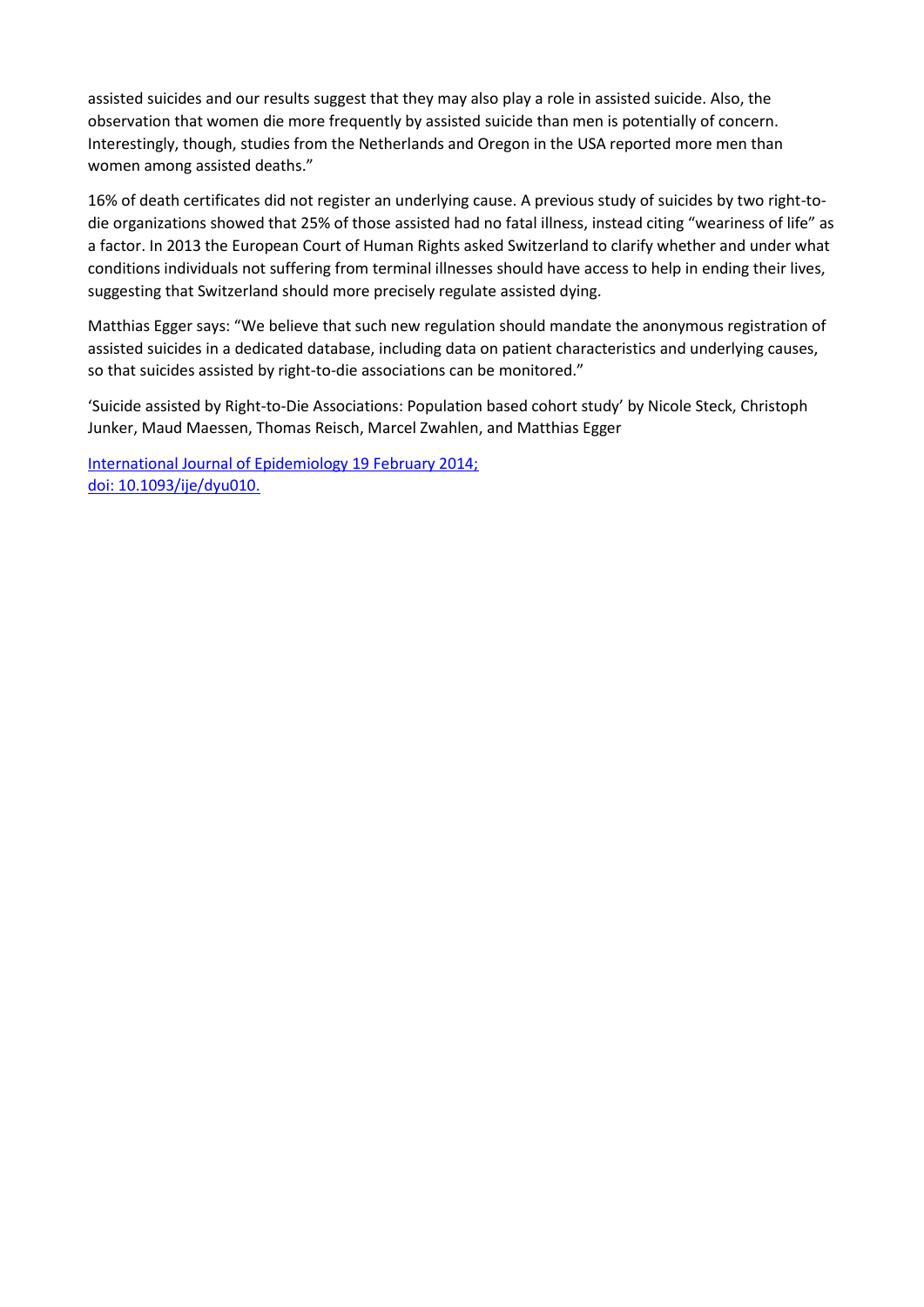assisted suicides and our results suggest that they may also play a role in assisted suicide. Also, the observation that women die more frequently by assisted suicide than men is potentially of concern. Interestingly, though, studies from the Netherlands and Oregon in the USA reported more men than women among assisted deaths."

16% of death certificates did not register an underlying cause. A previous study of suicides by two right-to-die organizations showed that 25% of those assisted had no fatal illness, instead citing "weariness of life" as a factor. In 2013 the European Court of Human Rights asked Switzerland to clarify whether and under what conditions individuals not suffering from terminal illnesses should have access to help in ending their lives, suggesting that Switzerland should more precisely regulate assisted dying.

Matthias Egger says: "We believe that such new regulation should mandate the anonymous registration of assisted suicides in a dedicated database, including data on patient characteristics and underlying causes, so that suicides assisted by right-to-die associations can be monitored."

'Suicide assisted by Right-to-Die Associations: Population based cohort study' by Nicole Steck, Christoph Junker, Maud Maessen, Thomas Reisch, Marcel Zwahlen, and Matthias Egger

International Journal of Epidemiology 19 February 2014;
doi: 10.1093/ije/dyu010.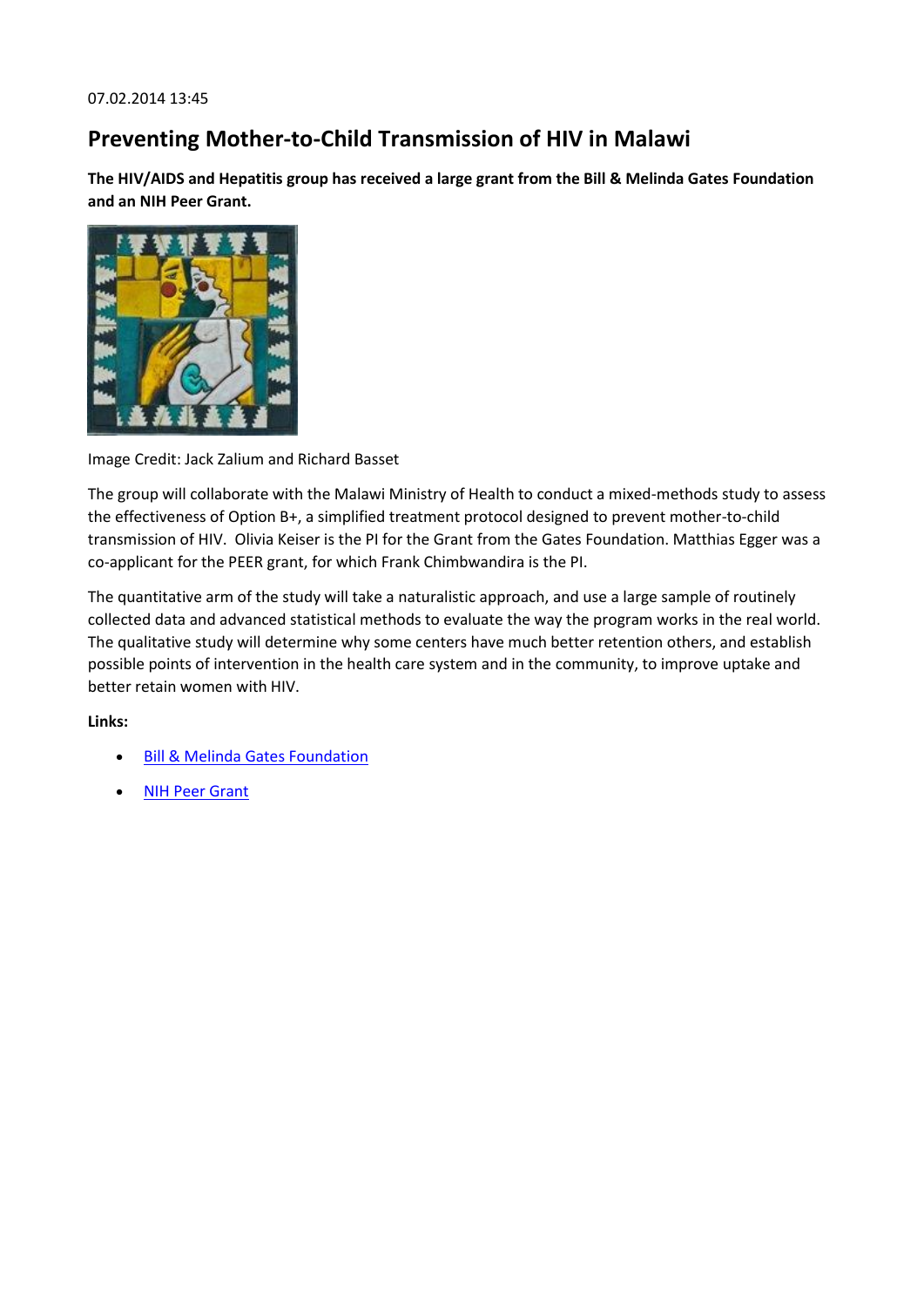07.02.2014 13:45

# Preventing Mother-to-Child Transmission of HIV in Malawi

**The HIV/AIDS and Hepatitis group has received a large grant from the Bill & Melinda Gates Foundation and an NIH Peer Grant.**

Image Credit: Jack Zalium and Richard Basset

The group will collaborate with the Malawi Ministry of Health to conduct a mixed-methods study to assess the effectiveness of Option B+, a simplified treatment protocol designed to prevent mother-to-child transmission of HIV. Olivia Keiser is the PI for the Grant from the Gates Foundation. Matthias Egger was a co-applicant for the PEER grant, for which Frank Chimbwandira is the PI.

The quantitative arm of the study will take a naturalistic approach, and use a large sample of routinely collected data and advanced statistical methods to evaluate the way the program works in the real world. The qualitative study will determine why some centers have much better retention others, and establish possible points of intervention in the health care system and in the community, to improve uptake and better retain women with HIV.

**Links:**

- Bill & Melinda Gates Foundation
- NIH Peer Grant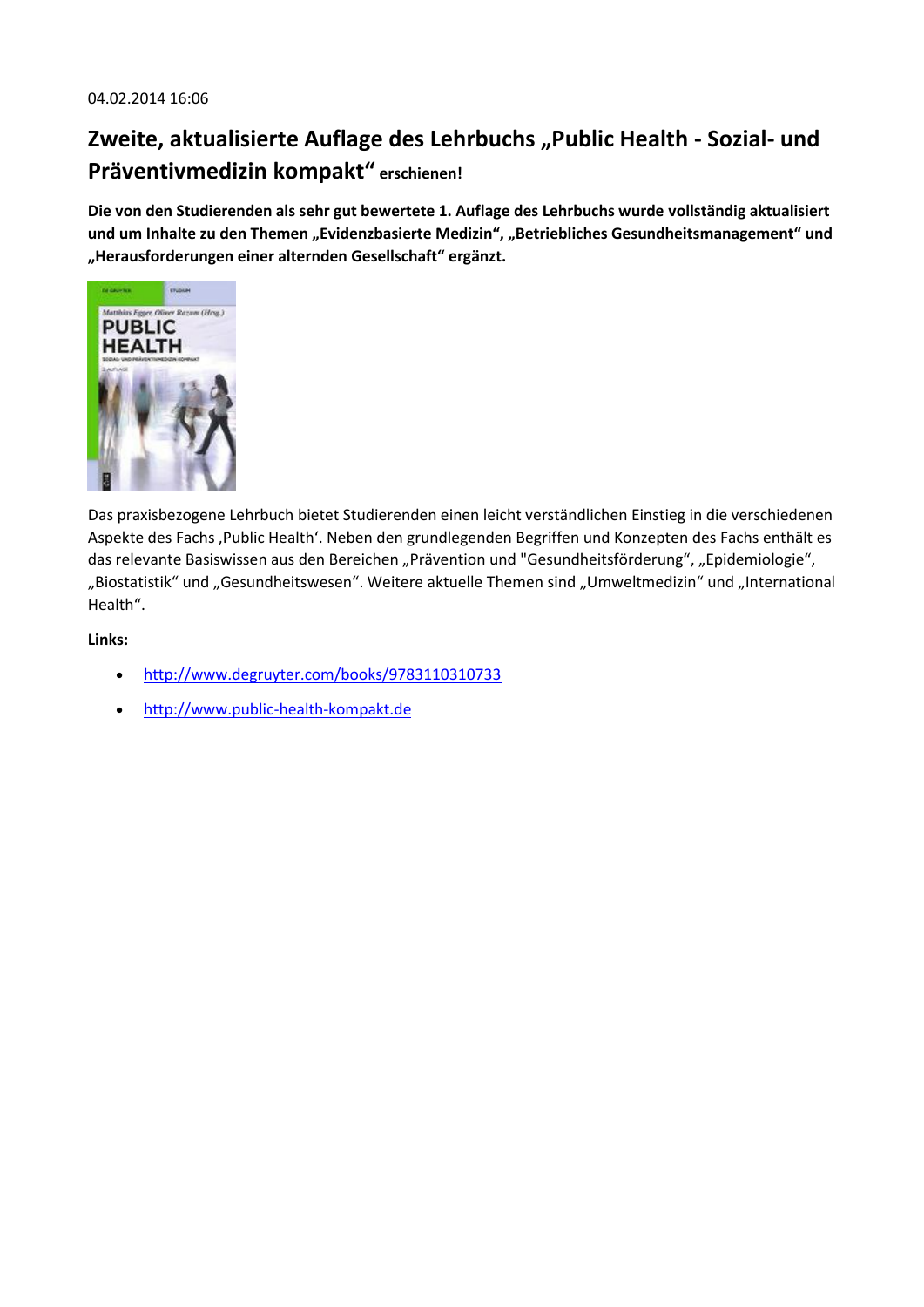04.02.2014 16:06

## Zweite, aktualisierte Auflage des Lehrbuchs „Public Health - Sozial- und Präventivmedizin kompakt“ erschienen!

**Die von den Studierenden als sehr gut bewertete 1. Auflage des Lehrbuchs wurde vollständig aktualisiert und um Inhalte zu den Themen „Evidenzbasierte Medizin“, „Betriebliches Gesundheitsmanagement“ und „Herausforderungen einer alternden Gesellschaft“ ergänzt.**

Das praxisbezogene Lehrbuch bietet Studierenden einen leicht verständlichen Einstieg in die verschiedenen Aspekte des Fachs ‚Public Health‘. Neben den grundlegenden Begriffen und Konzepten des Fachs enthält es das relevante Basiswissen aus den Bereichen „Prävention und "Gesundheitsförderung“, „Epidemiologie“, „Biostatistik“ und „Gesundheitswesen“. Weitere aktuelle Themen sind „Umweltmedizin“ und „International Health“.

**Links:**

- http://www.degruyter.com/books/9783110310733
- http://www.public-health-kompakt.de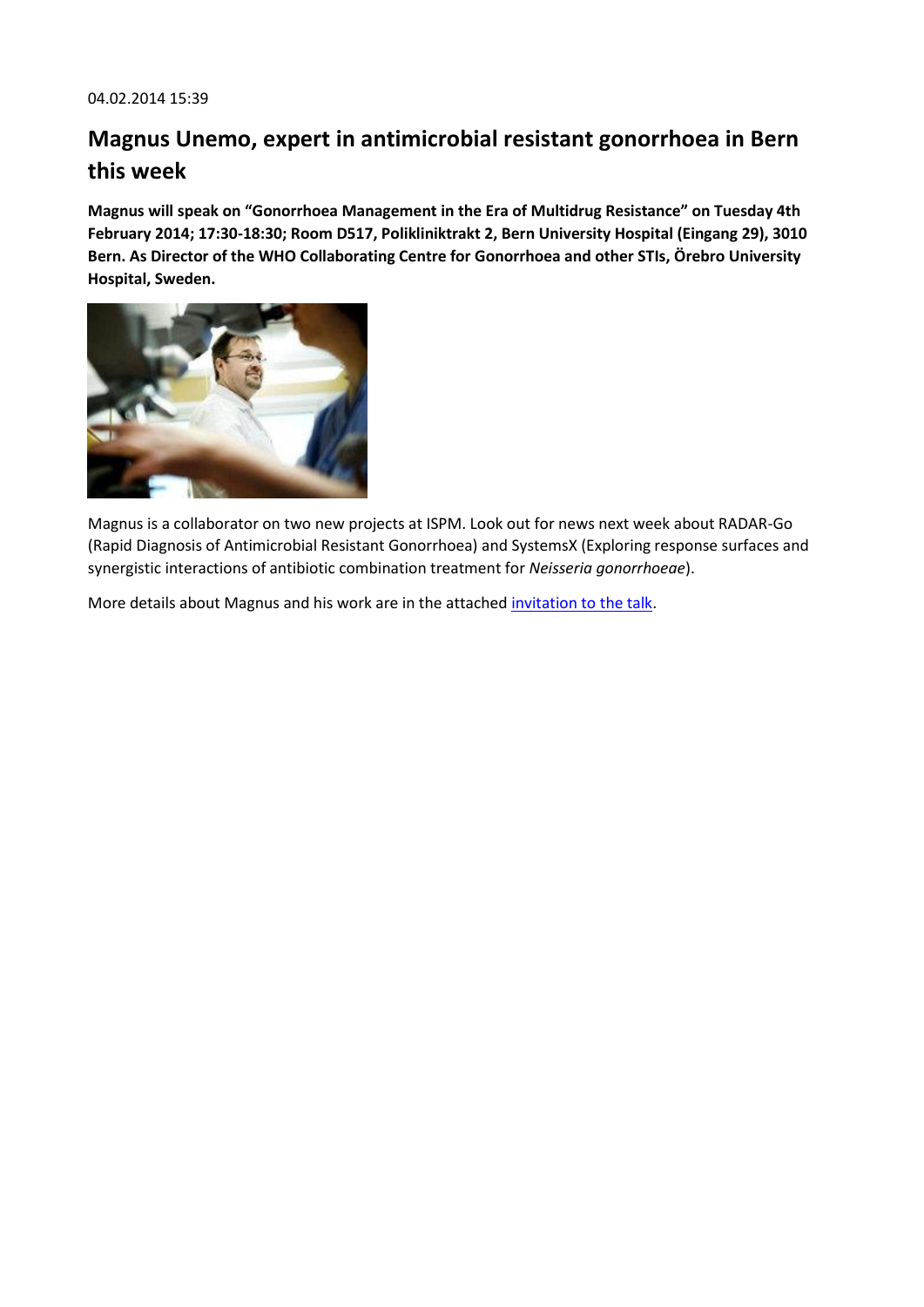04.02.2014 15:39

## Magnus Unemo, expert in antimicrobial resistant gonorrhoea in Bern this week

**Magnus will speak on "Gonorrhoea Management in the Era of Multidrug Resistance" on Tuesday 4th February 2014; 17:30-18:30; Room D517, Polikliniktrakt 2, Bern University Hospital (Eingang 29), 3010 Bern. As Director of the WHO Collaborating Centre for Gonorrhoea and other STIs, Örebro University Hospital, Sweden.**

Magnus is a collaborator on two new projects at ISPM. Look out for news next week about RADAR-Go (Rapid Diagnosis of Antimicrobial Resistant Gonorrhoea) and SystemsX (Exploring response surfaces and synergistic interactions of antibiotic combination treatment for *Neisseria gonorrhoeae*).

More details about Magnus and his work are in the attached invitation to the talk.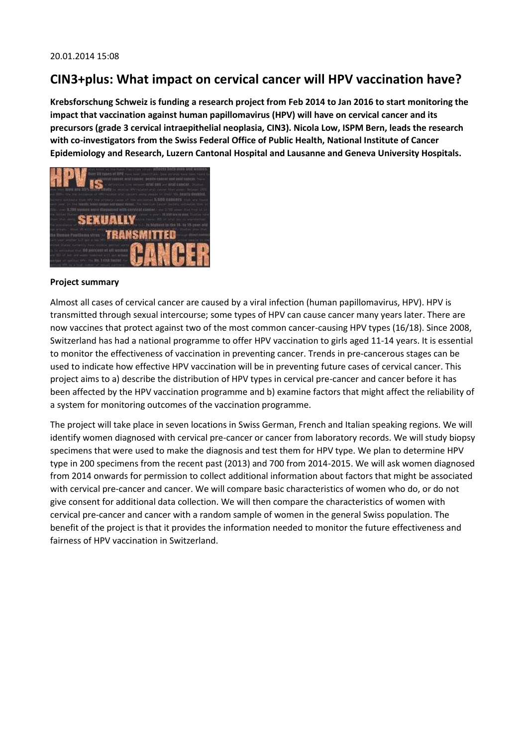20.01.2014 15:08

## CIN3+plus: What impact on cervical cancer will HPV vaccination have?

**Krebsforschung Schweiz is funding a research project from Feb 2014 to Jan 2016 to start monitoring the impact that vaccination against human papillomavirus (HPV) will have on cervical cancer and its precursors (grade 3 cervical intraepithelial neoplasia, CIN3). Nicola Low, ISPM Bern, leads the research with co-investigators from the Swiss Federal Office of Public Health, National Institute of Cancer Epidemiology and Research, Luzern Cantonal Hospital and Lausanne and Geneva University Hospitals.**

**Project summary**

Almost all cases of cervical cancer are caused by a viral infection (human papillomavirus, HPV). HPV is transmitted through sexual intercourse; some types of HPV can cause cancer many years later. There are now vaccines that protect against two of the most common cancer-causing HPV types (16/18). Since 2008, Switzerland has had a national programme to offer HPV vaccination to girls aged 11-14 years. It is essential to monitor the effectiveness of vaccination in preventing cancer. Trends in pre-cancerous stages can be used to indicate how effective HPV vaccination will be in preventing future cases of cervical cancer. This project aims to a) describe the distribution of HPV types in cervical pre-cancer and cancer before it has been affected by the HPV vaccination programme and b) examine factors that might affect the reliability of a system for monitoring outcomes of the vaccination programme.

The project will take place in seven locations in Swiss German, French and Italian speaking regions. We will identify women diagnosed with cervical pre-cancer or cancer from laboratory records. We will study biopsy specimens that were used to make the diagnosis and test them for HPV type. We plan to determine HPV type in 200 specimens from the recent past (2013) and 700 from 2014-2015. We will ask women diagnosed from 2014 onwards for permission to collect additional information about factors that might be associated with cervical pre-cancer and cancer. We will compare basic characteristics of women who do, or do not give consent for additional data collection. We will then compare the characteristics of women with cervical pre-cancer and cancer with a random sample of women in the general Swiss population. The benefit of the project is that it provides the information needed to monitor the future effectiveness and fairness of HPV vaccination in Switzerland.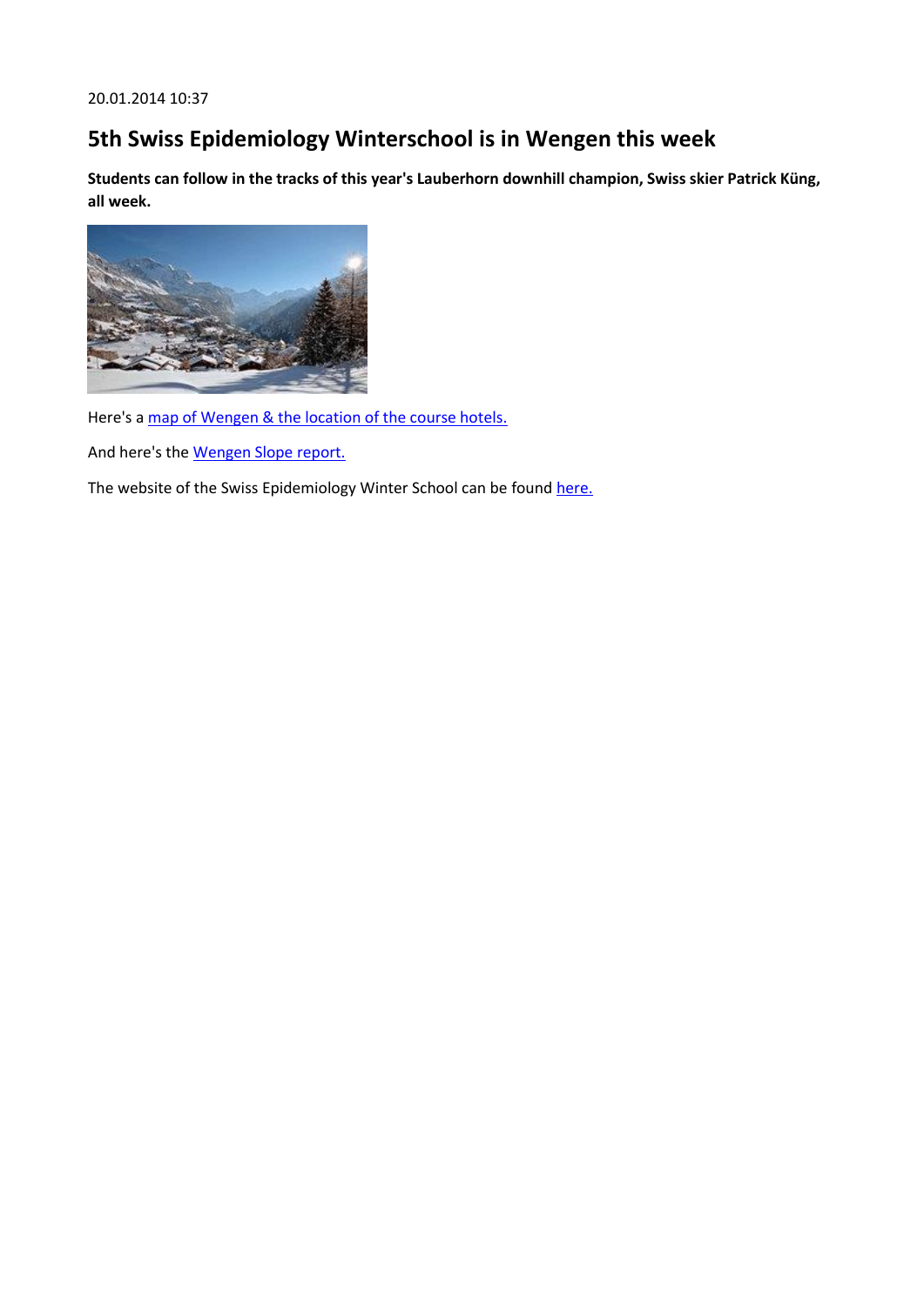20.01.2014 10:37

## 5th Swiss Epidemiology Winterschool is in Wengen this week

**Students can follow in the tracks of this year's Lauberhorn downhill champion, Swiss skier Patrick Küng, all week.**

Here's a map of Wengen & the location of the course hotels.

And here's the Wengen Slope report.

The website of the Swiss Epidemiology Winter School can be found here.